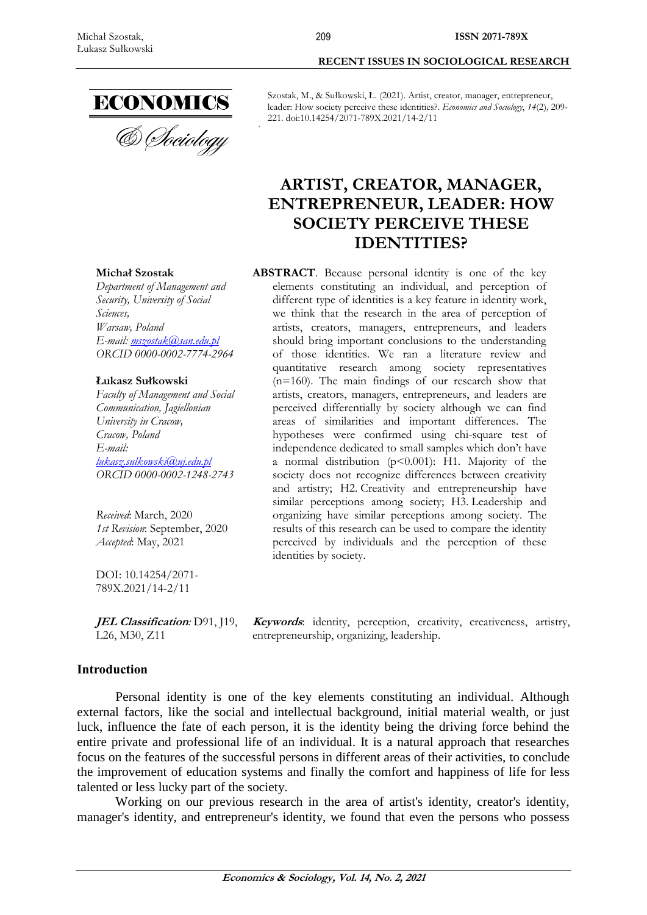Szostak, M., & Sułkowski, Ł. (2021). Artist, creator, manager, entrepreneur, leader: How society perceive these identities?. *Economics and Sociology*, *14*(2), 209-221. doi:10.14254/2071-789X.2021/14-2/11

# ARTIST, CREATOR, MANAGER, ENTREPRENEUR, LEADER: HOW SOCIETY PERCEIVE THESE IDENTITIES?

**Michał Szostak**
*Department of Management and Security, University of Social Sciences,*
*Warsaw, Poland*
*E-mail: mszostak@san.edu.pl*
*ORCID 0000-0002-7774-2964*

**Łukasz Sułkowski**
*Faculty of Management and Social Communication, Jagiellonian University in Cracow,*
*Cracow, Poland*
*E-mail: lukasz.sulkowski@uj.edu.pl*
*ORCID 0000-0002-1248-2743*

*Received*: March, 2020
*1st Revision*: September, 2020
*Accepted*: May, 2021

DOI: 10.14254/2071-789X.2021/14-2/11

**JEL Classification**: D91, J19, L26, M30, Z11

**ABSTRACT**. Because personal identity is one of the key elements constituting an individual, and perception of different type of identities is a key feature in identity work, we think that the research in the area of perception of artists, creators, managers, entrepreneurs, and leaders should bring important conclusions to the understanding of those identities. We ran a literature review and quantitative research among society representatives (n=160). The main findings of our research show that artists, creators, managers, entrepreneurs, and leaders are perceived differentially by society although we can find areas of similarities and important differences. The hypotheses were confirmed using chi-square test of independence dedicated to small samples which don't have a normal distribution ($p<0.001$): H1. Majority of the society does not recognize differences between creativity and artistry; H2. Creativity and entrepreneurship have similar perceptions among society; H3. Leadership and organizing have similar perceptions among society. The results of this research can be used to compare the identity perceived by individuals and the perception of these identities by society.

**Keywords**: identity, perception, creativity, creativeness, artistry, entrepreneurship, organizing, leadership.

## Introduction

Personal identity is one of the key elements constituting an individual. Although external factors, like the social and intellectual background, initial material wealth, or just luck, influence the fate of each person, it is the identity being the driving force behind the entire private and professional life of an individual. It is a natural approach that researches focus on the features of the successful persons in different areas of their activities, to conclude the improvement of education systems and finally the comfort and happiness of life for less talented or less lucky part of the society.

Working on our previous research in the area of artist's identity, creator's identity, manager's identity, and entrepreneur's identity, we found that even the persons who possess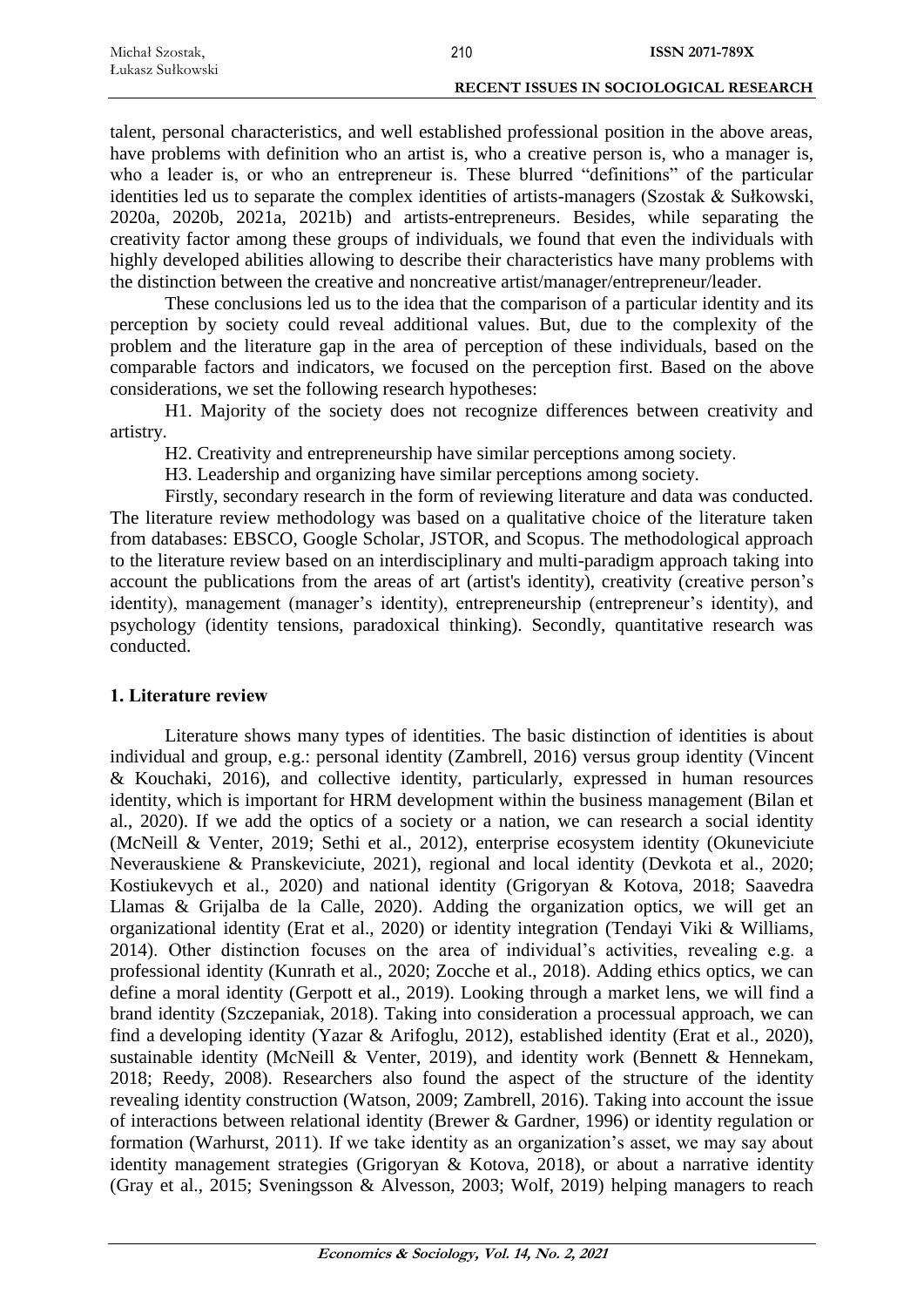talent, personal characteristics, and well established professional position in the above areas, have problems with definition who an artist is, who a creative person is, who a manager is, who a leader is, or who an entrepreneur is. These blurred "definitions" of the particular identities led us to separate the complex identities of artists-managers (Szostak & Sułkowski, 2020a, 2020b, 2021a, 2021b) and artists-entrepreneurs. Besides, while separating the creativity factor among these groups of individuals, we found that even the individuals with highly developed abilities allowing to describe their characteristics have many problems with the distinction between the creative and noncreative artist/manager/entrepreneur/leader.

These conclusions led us to the idea that the comparison of a particular identity and its perception by society could reveal additional values. But, due to the complexity of the problem and the literature gap in the area of perception of these individuals, based on the comparable factors and indicators, we focused on the perception first. Based on the above considerations, we set the following research hypotheses:

H1. Majority of the society does not recognize differences between creativity and artistry.

H2. Creativity and entrepreneurship have similar perceptions among society.

H3. Leadership and organizing have similar perceptions among society.

Firstly, secondary research in the form of reviewing literature and data was conducted. The literature review methodology was based on a qualitative choice of the literature taken from databases: EBSCO, Google Scholar, JSTOR, and Scopus. The methodological approach to the literature review based on an interdisciplinary and multi-paradigm approach taking into account the publications from the areas of art (artist's identity), creativity (creative person's identity), management (manager's identity), entrepreneurship (entrepreneur's identity), and psychology (identity tensions, paradoxical thinking). Secondly, quantitative research was conducted.

## 1. Literature review

Literature shows many types of identities. The basic distinction of identities is about individual and group, e.g.: personal identity (Zambrell, 2016) versus group identity (Vincent & Kouchaki, 2016), and collective identity, particularly, expressed in human resources identity, which is important for HRM development within the business management (Bilan et al., 2020). If we add the optics of a society or a nation, we can research a social identity (McNeill & Venter, 2019; Sethi et al., 2012), enterprise ecosystem identity (Okuneviciute Neverauskiene & Pranskeviciute, 2021), regional and local identity (Devkota et al., 2020; Kostiukevych et al., 2020) and national identity (Grigoryan & Kotova, 2018; Saavedra Llamas & Grijalba de la Calle, 2020). Adding the organization optics, we will get an organizational identity (Erat et al., 2020) or identity integration (Tendayi Viki & Williams, 2014). Other distinction focuses on the area of individual's activities, revealing e.g. a professional identity (Kunrath et al., 2020; Zocche et al., 2018). Adding ethics optics, we can define a moral identity (Gerpott et al., 2019). Looking through a market lens, we will find a brand identity (Szczepaniak, 2018). Taking into consideration a processual approach, we can find a developing identity (Yazar & Arifoglu, 2012), established identity (Erat et al., 2020), sustainable identity (McNeill & Venter, 2019), and identity work (Bennett & Hennekam, 2018; Reedy, 2008). Researchers also found the aspect of the structure of the identity revealing identity construction (Watson, 2009; Zambrell, 2016). Taking into account the issue of interactions between relational identity (Brewer & Gardner, 1996) or identity regulation or formation (Warhurst, 2011). If we take identity as an organization's asset, we may say about identity management strategies (Grigoryan & Kotova, 2018), or about a narrative identity (Gray et al., 2015; Sveningsson & Alvesson, 2003; Wolf, 2019) helping managers to reach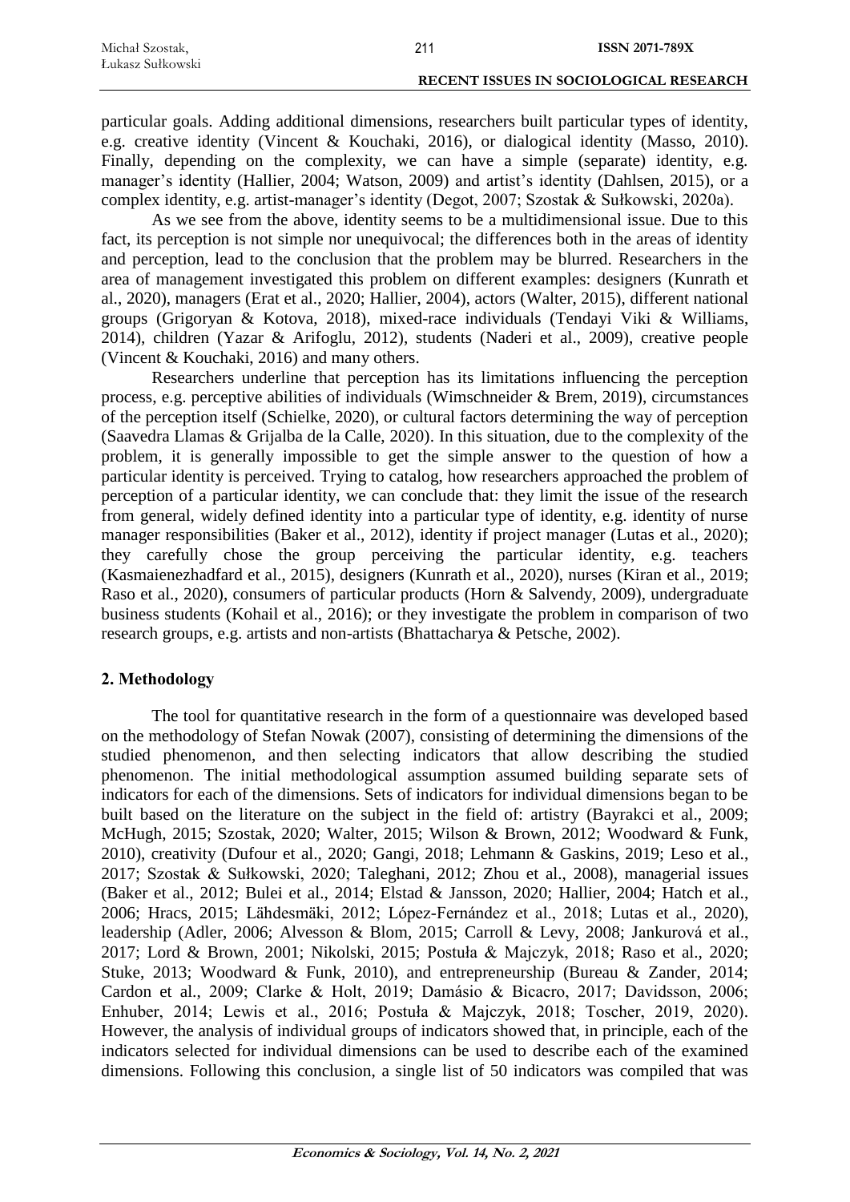particular goals. Adding additional dimensions, researchers built particular types of identity, e.g. creative identity (Vincent & Kouchaki, 2016), or dialogical identity (Masso, 2010). Finally, depending on the complexity, we can have a simple (separate) identity, e.g. manager's identity (Hallier, 2004; Watson, 2009) and artist's identity (Dahlsen, 2015), or a complex identity, e.g. artist-manager's identity (Degot, 2007; Szostak & Sułkowski, 2020a).

As we see from the above, identity seems to be a multidimensional issue. Due to this fact, its perception is not simple nor unequivocal; the differences both in the areas of identity and perception, lead to the conclusion that the problem may be blurred. Researchers in the area of management investigated this problem on different examples: designers (Kunrath et al., 2020), managers (Erat et al., 2020; Hallier, 2004), actors (Walter, 2015), different national groups (Grigoryan & Kotova, 2018), mixed-race individuals (Tendayi Viki & Williams, 2014), children (Yazar & Arifoglu, 2012), students (Naderi et al., 2009), creative people (Vincent & Kouchaki, 2016) and many others.

Researchers underline that perception has its limitations influencing the perception process, e.g. perceptive abilities of individuals (Wimschneider & Brem, 2019), circumstances of the perception itself (Schielke, 2020), or cultural factors determining the way of perception (Saavedra Llamas & Grijalba de la Calle, 2020). In this situation, due to the complexity of the problem, it is generally impossible to get the simple answer to the question of how a particular identity is perceived. Trying to catalog, how researchers approached the problem of perception of a particular identity, we can conclude that: they limit the issue of the research from general, widely defined identity into a particular type of identity, e.g. identity of nurse manager responsibilities (Baker et al., 2012), identity if project manager (Lutas et al., 2020); they carefully chose the group perceiving the particular identity, e.g. teachers (Kasmaienezhadfard et al., 2015), designers (Kunrath et al., 2020), nurses (Kiran et al., 2019; Raso et al., 2020), consumers of particular products (Horn & Salvendy, 2009), undergraduate business students (Kohail et al., 2016); or they investigate the problem in comparison of two research groups, e.g. artists and non-artists (Bhattacharya & Petsche, 2002).

## 2. Methodology

The tool for quantitative research in the form of a questionnaire was developed based on the methodology of Stefan Nowak (2007), consisting of determining the dimensions of the studied phenomenon, and then selecting indicators that allow describing the studied phenomenon. The initial methodological assumption assumed building separate sets of indicators for each of the dimensions. Sets of indicators for individual dimensions began to be built based on the literature on the subject in the field of: artistry (Bayrakci et al., 2009; McHugh, 2015; Szostak, 2020; Walter, 2015; Wilson & Brown, 2012; Woodward & Funk, 2010), creativity (Dufour et al., 2020; Gangi, 2018; Lehmann & Gaskins, 2019; Leso et al., 2017; Szostak & Sułkowski, 2020; Taleghani, 2012; Zhou et al., 2008), managerial issues (Baker et al., 2012; Bulei et al., 2014; Elstad & Jansson, 2020; Hallier, 2004; Hatch et al., 2006; Hracs, 2015; Lähdesmäki, 2012; López-Fernández et al., 2018; Lutas et al., 2020), leadership (Adler, 2006; Alvesson & Blom, 2015; Carroll & Levy, 2008; Jankurová et al., 2017; Lord & Brown, 2001; Nikolski, 2015; Postuła & Majczyk, 2018; Raso et al., 2020; Stuke, 2013; Woodward & Funk, 2010), and entrepreneurship (Bureau & Zander, 2014; Cardon et al., 2009; Clarke & Holt, 2019; Damásio & Bicacro, 2017; Davidsson, 2006; Enhuber, 2014; Lewis et al., 2016; Postuła & Majczyk, 2018; Toscher, 2019, 2020). However, the analysis of individual groups of indicators showed that, in principle, each of the indicators selected for individual dimensions can be used to describe each of the examined dimensions. Following this conclusion, a single list of 50 indicators was compiled that was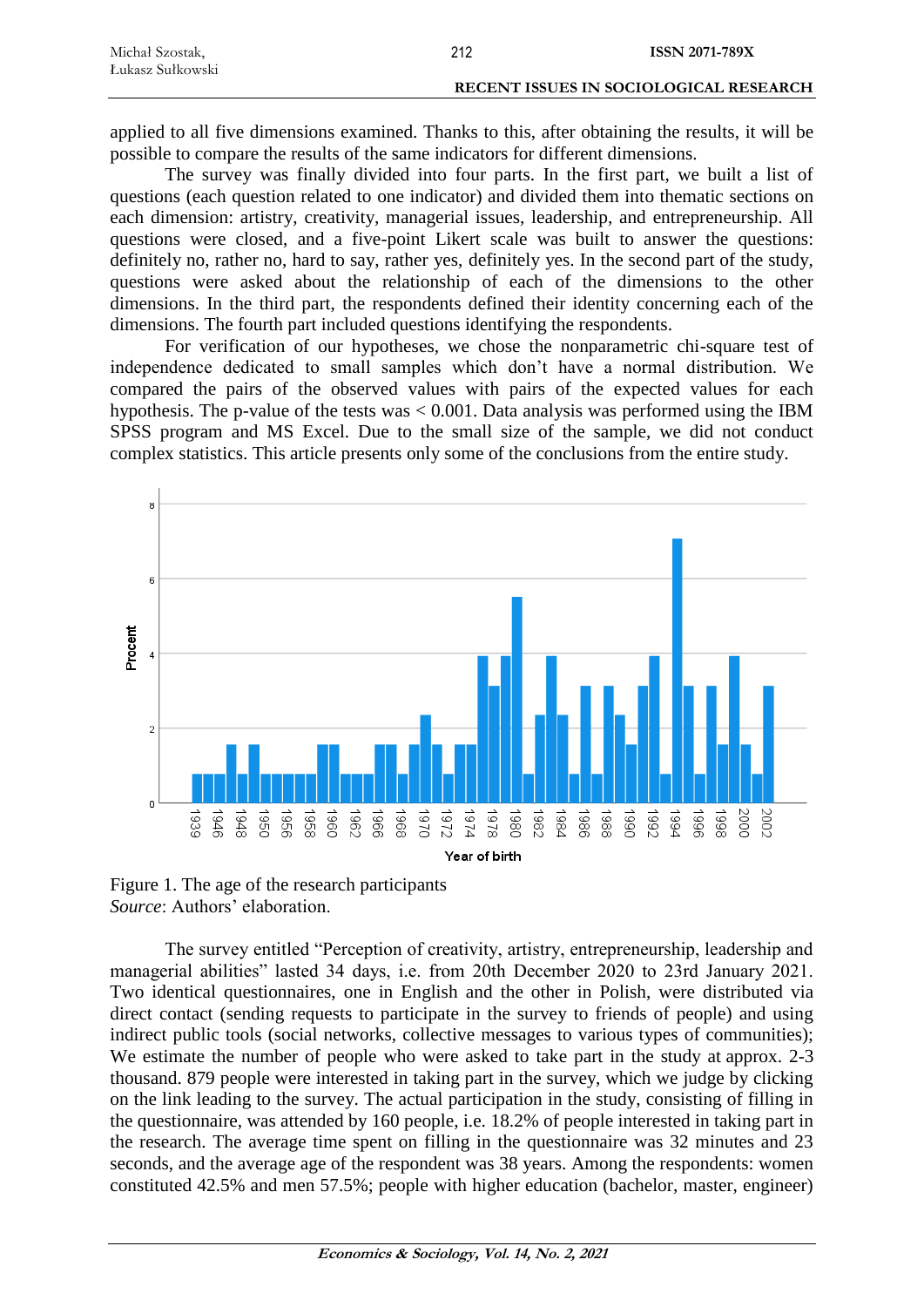applied to all five dimensions examined. Thanks to this, after obtaining the results, it will be possible to compare the results of the same indicators for different dimensions.

The survey was finally divided into four parts. In the first part, we built a list of questions (each question related to one indicator) and divided them into thematic sections on each dimension: artistry, creativity, managerial issues, leadership, and entrepreneurship. All questions were closed, and a five-point Likert scale was built to answer the questions: definitely no, rather no, hard to say, rather yes, definitely yes. In the second part of the study, questions were asked about the relationship of each of the dimensions to the other dimensions. In the third part, the respondents defined their identity concerning each of the dimensions. The fourth part included questions identifying the respondents.

For verification of our hypotheses, we chose the nonparametric chi-square test of independence dedicated to small samples which don't have a normal distribution. We compared the pairs of the observed values with pairs of the expected values for each hypothesis. The p-value of the tests was $< 0.001$. Data analysis was performed using the IBM SPSS program and MS Excel. Due to the small size of the sample, we did not conduct complex statistics. This article presents only some of the conclusions from the entire study.

Figure 1. The age of the research participants
*Source*: Authors' elaboration.

The survey entitled "Perception of creativity, artistry, entrepreneurship, leadership and managerial abilities" lasted 34 days, i.e. from 20th December 2020 to 23rd January 2021. Two identical questionnaires, one in English and the other in Polish, were distributed via direct contact (sending requests to participate in the survey to friends of people) and using indirect public tools (social networks, collective messages to various types of communities); We estimate the number of people who were asked to take part in the study at approx. 2-3 thousand. 879 people were interested in taking part in the survey, which we judge by clicking on the link leading to the survey. The actual participation in the study, consisting of filling in the questionnaire, was attended by 160 people, i.e. 18.2% of people interested in taking part in the research. The average time spent on filling in the questionnaire was 32 minutes and 23 seconds, and the average age of the respondent was 38 years. Among the respondents: women constituted 42.5% and men 57.5%; people with higher education (bachelor, master, engineer)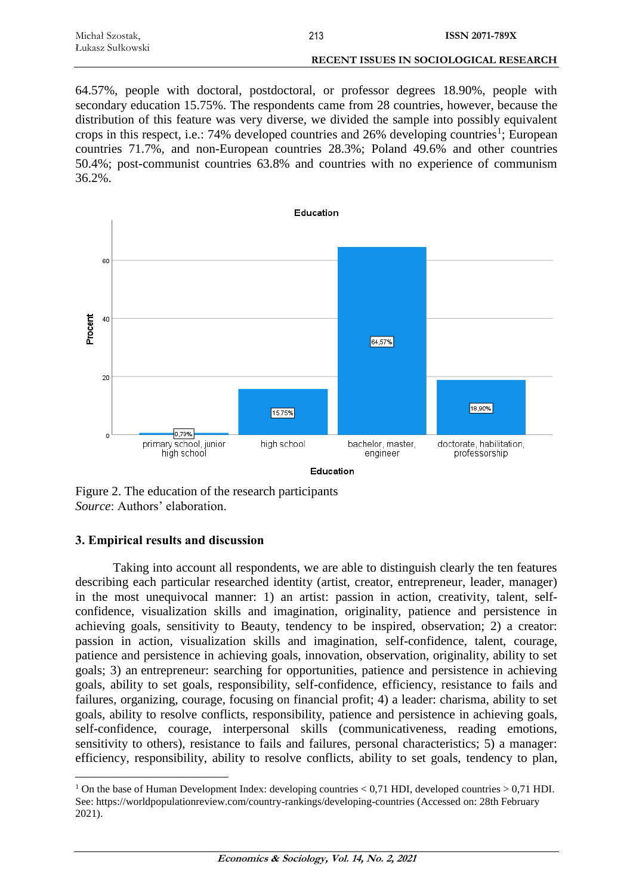64.57%, people with doctoral, postdoctoral, or professor degrees 18.90%, people with secondary education 15.75%. The respondents came from 28 countries, however, because the distribution of this feature was very diverse, we divided the sample into possibly equivalent crops in this respect, i.e.: 74% developed countries and 26% developing countries[1]; European countries 71.7%, and non-European countries 28.3%; Poland 49.6% and other countries 50.4%; post-communist countries 63.8% and countries with no experience of communism 36.2%.

Figure 2. The education of the research participants
*Source*: Authors' elaboration.

### 3. Empirical results and discussion

Taking into account all respondents, we are able to distinguish clearly the ten features describing each particular researched identity (artist, creator, entrepreneur, leader, manager) in the most unequivocal manner: 1) an artist: passion in action, creativity, talent, self-confidence, visualization skills and imagination, originality, patience and persistence in achieving goals, sensitivity to Beauty, tendency to be inspired, observation; 2) a creator: passion in action, visualization skills and imagination, self-confidence, talent, courage, patience and persistence in achieving goals, innovation, observation, originality, ability to set goals; 3) an entrepreneur: searching for opportunities, patience and persistence in achieving goals, ability to set goals, responsibility, self-confidence, efficiency, resistance to fails and failures, organizing, courage, focusing on financial profit; 4) a leader: charisma, ability to set goals, ability to resolve conflicts, responsibility, patience and persistence in achieving goals, self-confidence, courage, interpersonal skills (communicativeness, reading emotions, sensitivity to others), resistance to fails and failures, personal characteristics; 5) a manager: efficiency, responsibility, ability to resolve conflicts, ability to set goals, tendency to plan,

[1] On the base of Human Development Index: developing countries < 0,71 HDI, developed countries > 0,71 HDI. See: https://worldpopulationreview.com/country-rankings/developing-countries (Accessed on: 28th February 2021).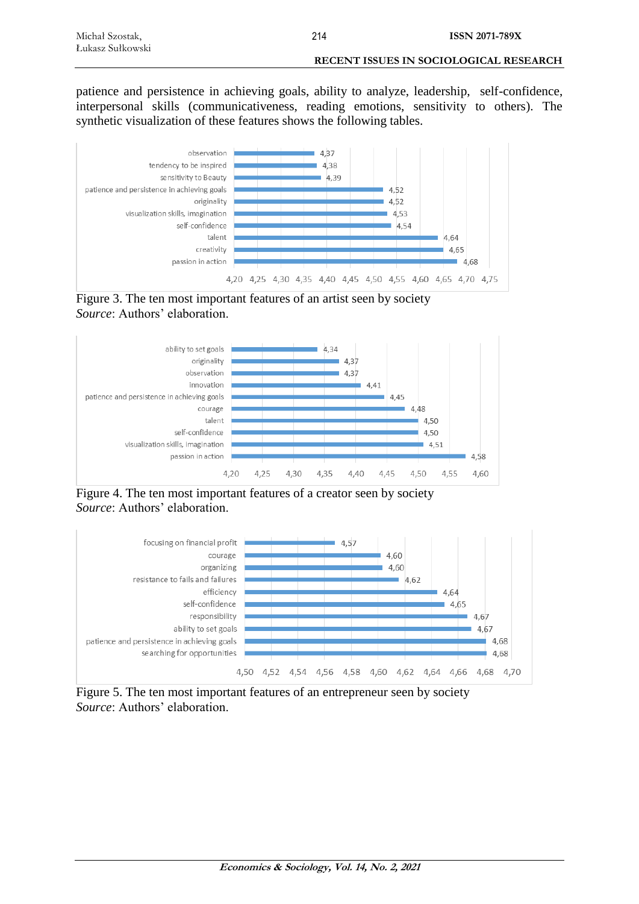patience and persistence in achieving goals, ability to analyze, leadership, self-confidence, interpersonal skills (communicativeness, reading emotions, sensitivity to others). The synthetic visualization of these features shows the following tables.

| Feature | Value |
|---|---|
| observation | 4,37 |
| tendency to be inspired | 4,38 |
| sensitivity to Beauty | 4,39 |
| patience and persistence in achieving goals | 4,52 |
| originality | 4,52 |
| visualization skills, imagination | 4,53 |
| self-confidence | 4,54 |
| talent | 4,64 |
| creativity | 4,65 |
| passion in action | 4,68 |

Figure 3. The ten most important features of an artist seen by society
*Source*: Authors' elaboration.

| Feature | Value |
|---|---|
| ability to set goals | 4,34 |
| originality | 4,37 |
| observation | 4,37 |
| innovation | 4,41 |
| patience and persistence in achieving goals | 4,45 |
| courage | 4,48 |
| talent | 4,50 |
| self-confidence | 4,50 |
| visualization skills, imagination | 4,51 |
| passion in action | 4,58 |

Figure 4. The ten most important features of a creator seen by society
*Source*: Authors' elaboration.

| Feature | Value |
|---|---|
| focusing on financial profit | 4,57 |
| courage | 4,60 |
| organizing | 4,60 |
| resistance to fails and failures | 4,62 |
| efficiency | 4,64 |
| self-confidence | 4,65 |
| responsibility | 4,67 |
| ability to set goals | 4,67 |
| patience and persistence in achieving goals | 4,68 |
| searching for opportunities | 4,68 |

Figure 5. The ten most important features of an entrepreneur seen by society
*Source*: Authors' elaboration.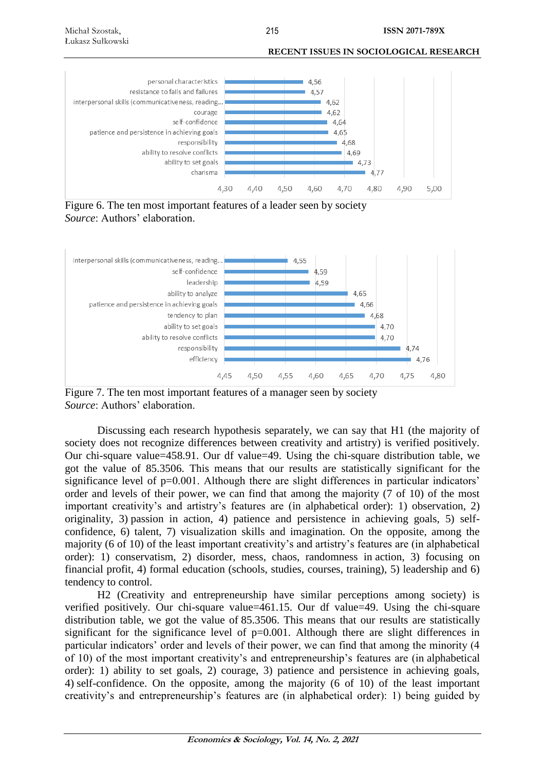| Feature | Value |
|---|---|
| personal characteristics | 4,56 |
| resistance to falls and failures | 4,57 |
| interpersonal skills (communicativeness, reading... | 4,62 |
| courage | 4,62 |
| self-confidence | 4,64 |
| patience and persistence in achieving goals | 4,65 |
| responsibility | 4,68 |
| ability to resolve conflicts | 4,69 |
| ability to set goals | 4,73 |
| charisma | 4,77 |

Figure 6. The ten most important features of a leader seen by society
*Source*: Authors' elaboration.

| Feature | Value |
|---|---|
| interpersonal skills (communicativeness, reading... | 4,55 |
| self-confidence | 4,59 |
| leadership | 4,59 |
| ability to analyze | 4,65 |
| patience and persistence in achieving goals | 4,66 |
| tendency to plan | 4,68 |
| ability to set goals | 4,70 |
| ability to resolve conflicts | 4,70 |
| responsibility | 4,74 |
| efficiency | 4,76 |

Figure 7. The ten most important features of a manager seen by society
*Source*: Authors' elaboration.

Discussing each research hypothesis separately, we can say that H1 (the majority of society does not recognize differences between creativity and artistry) is verified positively. Our chi-square value=458.91. Our df value=49. Using the chi-square distribution table, we got the value of 85.3506. This means that our results are statistically significant for the significance level of p=0.001. Although there are slight differences in particular indicators' order and levels of their power, we can find that among the majority (7 of 10) of the most important creativity's and artistry's features are (in alphabetical order): 1) observation, 2) originality, 3) passion in action, 4) patience and persistence in achieving goals, 5) self-confidence, 6) talent, 7) visualization skills and imagination. On the opposite, among the majority (6 of 10) of the least important creativity's and artistry's features are (in alphabetical order): 1) conservatism, 2) disorder, mess, chaos, randomness in action, 3) focusing on financial profit, 4) formal education (schools, studies, courses, training), 5) leadership and 6) tendency to control.

H2 (Creativity and entrepreneurship have similar perceptions among society) is verified positively. Our chi-square value=461.15. Our df value=49. Using the chi-square distribution table, we got the value of 85.3506. This means that our results are statistically significant for the significance level of p=0.001. Although there are slight differences in particular indicators' order and levels of their power, we can find that among the minority (4 of 10) of the most important creativity's and entrepreneurship's features are (in alphabetical order): 1) ability to set goals, 2) courage, 3) patience and persistence in achieving goals, 4) self-confidence. On the opposite, among the majority (6 of 10) of the least important creativity's and entrepreneurship's features are (in alphabetical order): 1) being guided by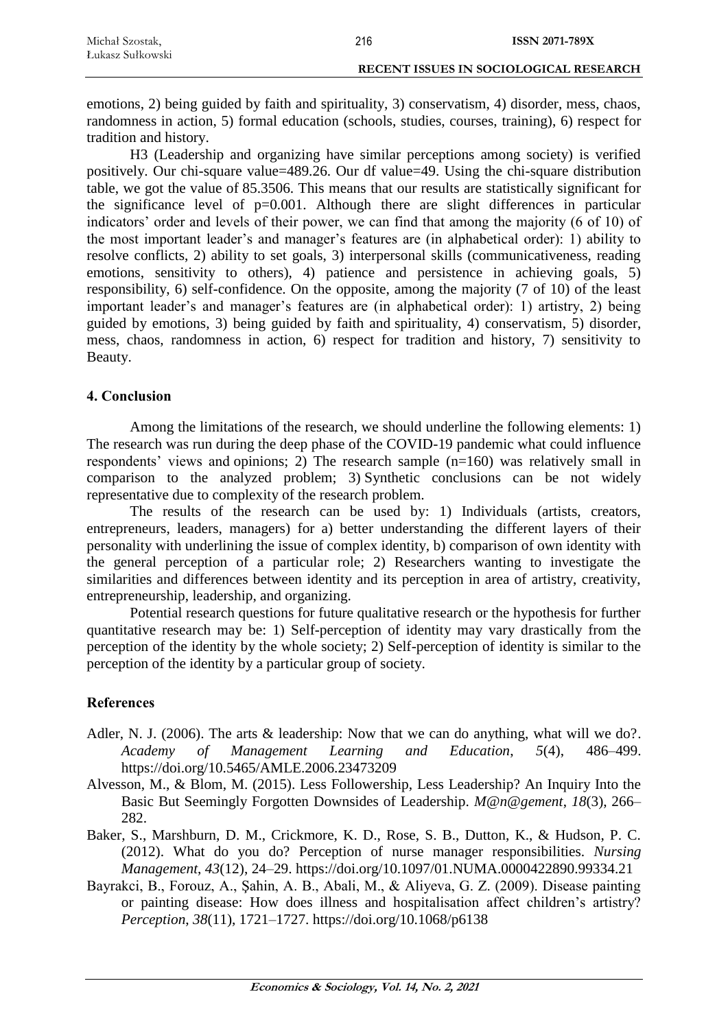emotions, 2) being guided by faith and spirituality, 3) conservatism, 4) disorder, mess, chaos, randomness in action, 5) formal education (schools, studies, courses, training), 6) respect for tradition and history.

H3 (Leadership and organizing have similar perceptions among society) is verified positively. Our chi-square value=489.26. Our df value=49. Using the chi-square distribution table, we got the value of 85.3506. This means that our results are statistically significant for the significance level of p=0.001. Although there are slight differences in particular indicators' order and levels of their power, we can find that among the majority (6 of 10) of the most important leader's and manager's features are (in alphabetical order): 1) ability to resolve conflicts, 2) ability to set goals, 3) interpersonal skills (communicativeness, reading emotions, sensitivity to others), 4) patience and persistence in achieving goals, 5) responsibility, 6) self-confidence. On the opposite, among the majority (7 of 10) of the least important leader's and manager's features are (in alphabetical order): 1) artistry, 2) being guided by emotions, 3) being guided by faith and spirituality, 4) conservatism, 5) disorder, mess, chaos, randomness in action, 6) respect for tradition and history, 7) sensitivity to Beauty.

## 4. Conclusion

Among the limitations of the research, we should underline the following elements: 1) The research was run during the deep phase of the COVID-19 pandemic what could influence respondents' views and opinions; 2) The research sample (n=160) was relatively small in comparison to the analyzed problem; 3) Synthetic conclusions can be not widely representative due to complexity of the research problem.

The results of the research can be used by: 1) Individuals (artists, creators, entrepreneurs, leaders, managers) for a) better understanding the different layers of their personality with underlining the issue of complex identity, b) comparison of own identity with the general perception of a particular role; 2) Researchers wanting to investigate the similarities and differences between identity and its perception in area of artistry, creativity, entrepreneurship, leadership, and organizing.

Potential research questions for future qualitative research or the hypothesis for further quantitative research may be: 1) Self-perception of identity may vary drastically from the perception of the identity by the whole society; 2) Self-perception of identity is similar to the perception of the identity by a particular group of society.

## References

Adler, N. J. (2006). The arts & leadership: Now that we can do anything, what will we do?. *Academy of Management Learning and Education*, *5*(4), 486–499. https://doi.org/10.5465/AMLE.2006.23473209

Alvesson, M., & Blom, M. (2015). Less Followership, Less Leadership? An Inquiry Into the Basic But Seemingly Forgotten Downsides of Leadership. *M@n@gement*, *18*(3), 266–282.

Baker, S., Marshburn, D. M., Crickmore, K. D., Rose, S. B., Dutton, K., & Hudson, P. C. (2012). What do you do? Perception of nurse manager responsibilities. *Nursing Management*, *43*(12), 24–29. https://doi.org/10.1097/01.NUMA.0000422890.99334.21

Bayrakci, B., Forouz, A., Şahin, A. B., Abali, M., & Aliyeva, G. Z. (2009). Disease painting or painting disease: How does illness and hospitalisation affect children's artistry? *Perception*, *38*(11), 1721–1727. https://doi.org/10.1068/p6138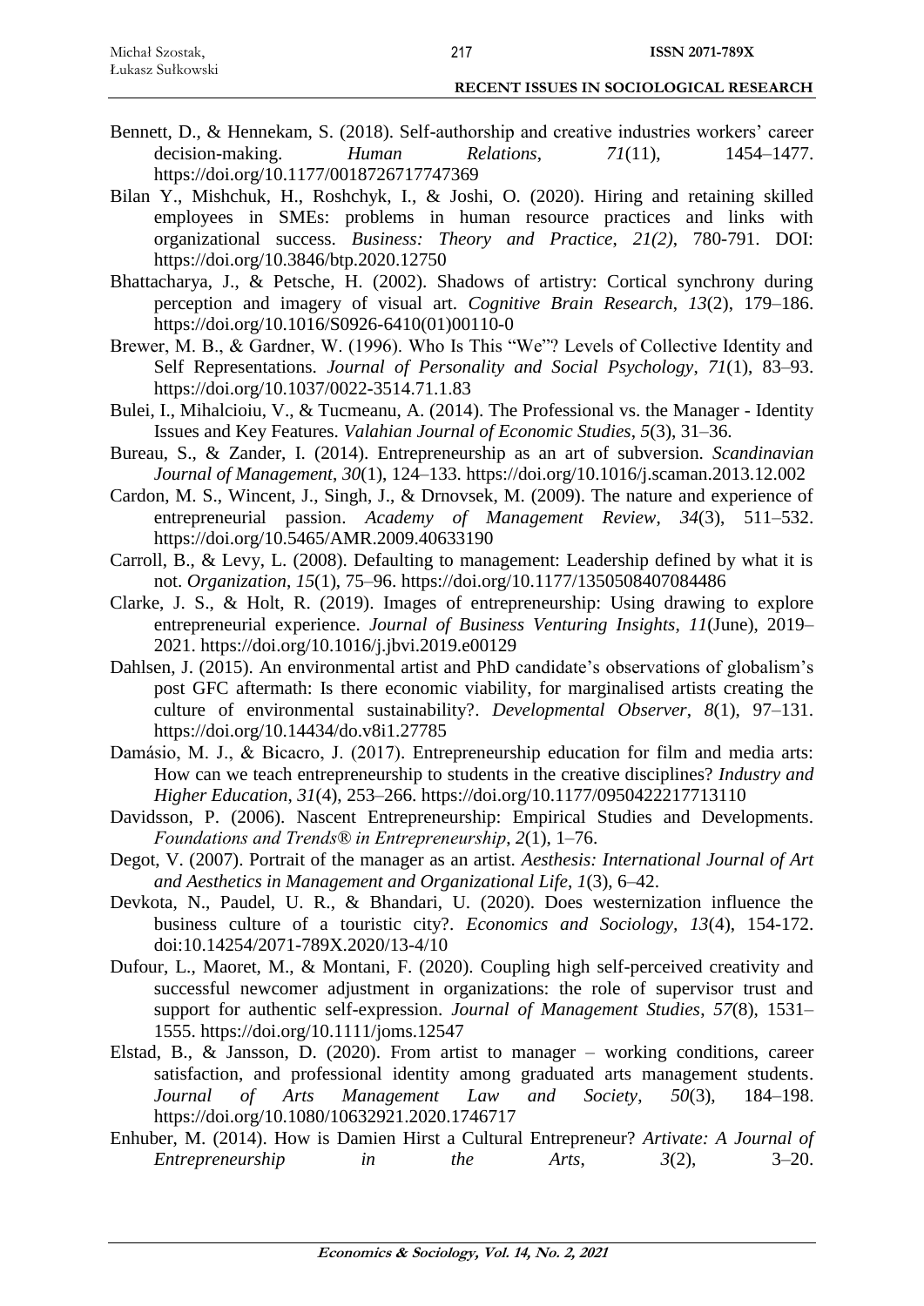Bennett, D., & Hennekam, S. (2018). Self-authorship and creative industries workers' career decision-making. *Human Relations*, *71*(11), 1454–1477. https://doi.org/10.1177/0018726717747369

Bilan Y., Mishchuk, H., Roshchyk, I., & Joshi, O. (2020). Hiring and retaining skilled employees in SMEs: problems in human resource practices and links with organizational success. *Business: Theory and Practice*, *21(2)*, 780-791. DOI: https://doi.org/10.3846/btp.2020.12750

Bhattacharya, J., & Petsche, H. (2002). Shadows of artistry: Cortical synchrony during perception and imagery of visual art. *Cognitive Brain Research*, *13*(2), 179–186. https://doi.org/10.1016/S0926-6410(01)00110-0

Brewer, M. B., & Gardner, W. (1996). Who Is This "We"? Levels of Collective Identity and Self Representations. *Journal of Personality and Social Psychology*, *71*(1), 83–93. https://doi.org/10.1037/0022-3514.71.1.83

Bulei, I., Mihalcioiu, V., & Tucmeanu, A. (2014). The Professional vs. the Manager - Identity Issues and Key Features. *Valahian Journal of Economic Studies*, *5*(3), 31–36.

Bureau, S., & Zander, I. (2014). Entrepreneurship as an art of subversion. *Scandinavian Journal of Management*, *30*(1), 124–133. https://doi.org/10.1016/j.scaman.2013.12.002

Cardon, M. S., Wincent, J., Singh, J., & Drnovsek, M. (2009). The nature and experience of entrepreneurial passion. *Academy of Management Review*, *34*(3), 511–532. https://doi.org/10.5465/AMR.2009.40633190

Carroll, B., & Levy, L. (2008). Defaulting to management: Leadership defined by what it is not. *Organization*, *15*(1), 75–96. https://doi.org/10.1177/1350508407084486

Clarke, J. S., & Holt, R. (2019). Images of entrepreneurship: Using drawing to explore entrepreneurial experience. *Journal of Business Venturing Insights*, *11*(June), 2019–2021. https://doi.org/10.1016/j.jbvi.2019.e00129

Dahlsen, J. (2015). An environmental artist and PhD candidate's observations of globalism's post GFC aftermath: Is there economic viability, for marginalised artists creating the culture of environmental sustainability?. *Developmental Observer*, *8*(1), 97–131. https://doi.org/10.14434/do.v8i1.27785

Damásio, M. J., & Bicacro, J. (2017). Entrepreneurship education for film and media arts: How can we teach entrepreneurship to students in the creative disciplines? *Industry and Higher Education*, *31*(4), 253–266. https://doi.org/10.1177/0950422217713110

Davidsson, P. (2006). Nascent Entrepreneurship: Empirical Studies and Developments. *Foundations and Trends® in Entrepreneurship*, *2*(1), 1–76.

Degot, V. (2007). Portrait of the manager as an artist. *Aesthesis: International Journal of Art and Aesthetics in Management and Organizational Life*, *1*(3), 6–42.

Devkota, N., Paudel, U. R., & Bhandari, U. (2020). Does westernization influence the business culture of a touristic city?. *Economics and Sociology*, *13*(4), 154-172. doi:10.14254/2071-789X.2020/13-4/10

Dufour, L., Maoret, M., & Montani, F. (2020). Coupling high self-perceived creativity and successful newcomer adjustment in organizations: the role of supervisor trust and support for authentic self-expression. *Journal of Management Studies*, *57*(8), 1531–1555. https://doi.org/10.1111/joms.12547

Elstad, B., & Jansson, D. (2020). From artist to manager – working conditions, career satisfaction, and professional identity among graduated arts management students. *Journal of Arts Management Law and Society*, *50*(3), 184–198. https://doi.org/10.1080/10632921.2020.1746717

Enhuber, M. (2014). How is Damien Hirst a Cultural Entrepreneur? *Artivate: A Journal of Entrepreneurship in the Arts*, *3*(2), 3–20.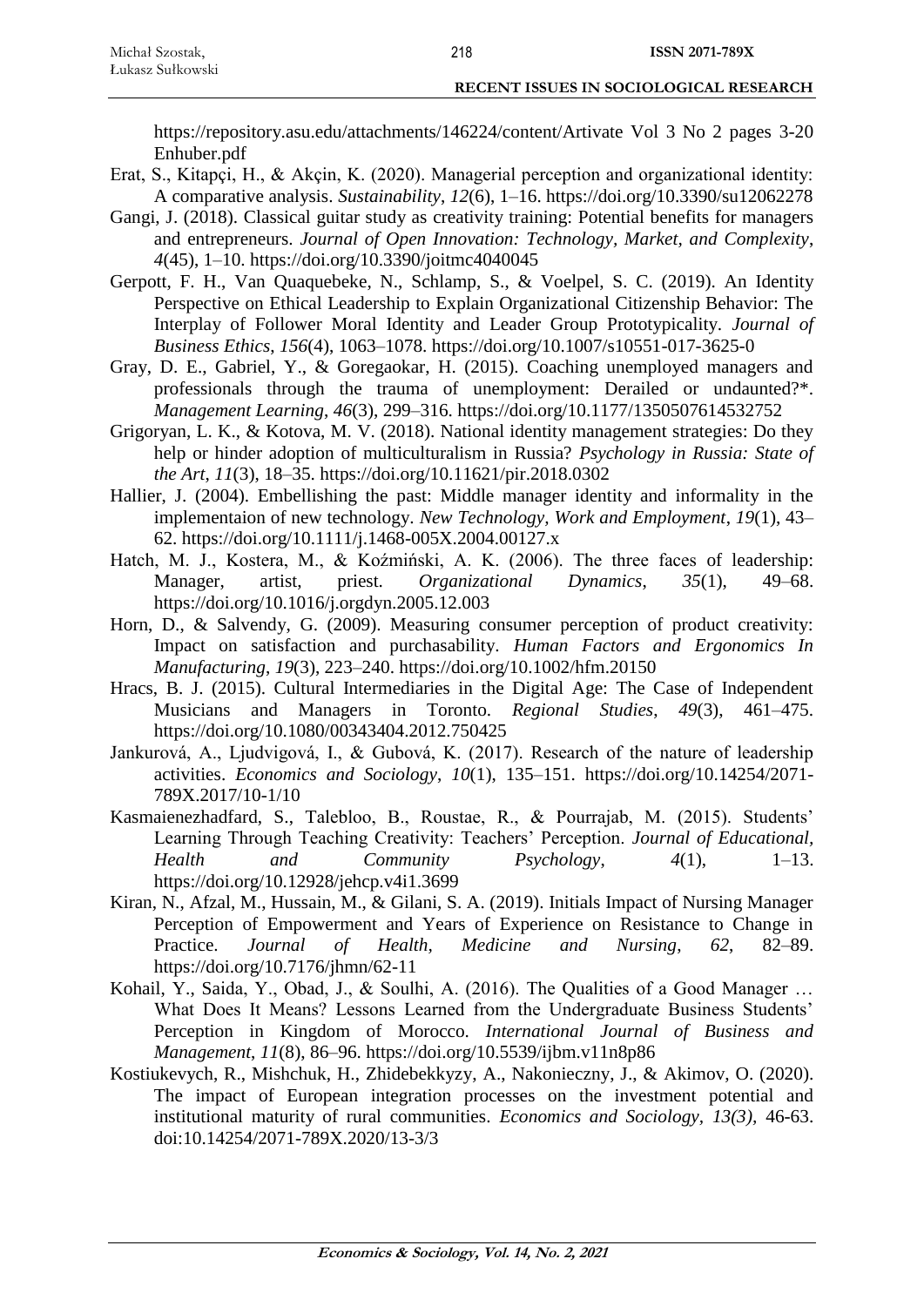https://repository.asu.edu/attachments/146224/content/Artivate Vol 3 No 2 pages 3-20 Enhuber.pdf

Erat, S., Kitapçi, H., & Akçin, K. (2020). Managerial perception and organizational identity: A comparative analysis. *Sustainability*, *12*(6), 1–16. https://doi.org/10.3390/su12062278

Gangi, J. (2018). Classical guitar study as creativity training: Potential benefits for managers and entrepreneurs. *Journal of Open Innovation: Technology, Market, and Complexity*, *4*(45), 1–10. https://doi.org/10.3390/joitmc4040045

Gerpott, F. H., Van Quaquebeke, N., Schlamp, S., & Voelpel, S. C. (2019). An Identity Perspective on Ethical Leadership to Explain Organizational Citizenship Behavior: The Interplay of Follower Moral Identity and Leader Group Prototypicality. *Journal of Business Ethics*, *156*(4), 1063–1078. https://doi.org/10.1007/s10551-017-3625-0

Gray, D. E., Gabriel, Y., & Goregaokar, H. (2015). Coaching unemployed managers and professionals through the trauma of unemployment: Derailed or undaunted?*. *Management Learning*, *46*(3), 299–316. https://doi.org/10.1177/1350507614532752

Grigoryan, L. K., & Kotova, M. V. (2018). National identity management strategies: Do they help or hinder adoption of multiculturalism in Russia? *Psychology in Russia: State of the Art*, *11*(3), 18–35. https://doi.org/10.11621/pir.2018.0302

Hallier, J. (2004). Embellishing the past: Middle manager identity and informality in the implementaion of new technology. *New Technology, Work and Employment*, *19*(1), 43–62. https://doi.org/10.1111/j.1468-005X.2004.00127.x

Hatch, M. J., Kostera, M., & Koźmiński, A. K. (2006). The three faces of leadership: Manager, artist, priest. *Organizational Dynamics*, *35*(1), 49–68. https://doi.org/10.1016/j.orgdyn.2005.12.003

Horn, D., & Salvendy, G. (2009). Measuring consumer perception of product creativity: Impact on satisfaction and purchasability. *Human Factors and Ergonomics In Manufacturing*, *19*(3), 223–240. https://doi.org/10.1002/hfm.20150

Hracs, B. J. (2015). Cultural Intermediaries in the Digital Age: The Case of Independent Musicians and Managers in Toronto. *Regional Studies*, *49*(3), 461–475. https://doi.org/10.1080/00343404.2012.750425

Jankurová, A., Ljudvigová, I., & Gubová, K. (2017). Research of the nature of leadership activities. *Economics and Sociology*, *10*(1), 135–151. https://doi.org/10.14254/2071-789X.2017/10-1/10

Kasmaienezhadfard, S., Talebloo, B., Roustae, R., & Pourrajab, M. (2015). Students' Learning Through Teaching Creativity: Teachers' Perception. *Journal of Educational, Health and Community Psychology*, *4*(1), 1–13. https://doi.org/10.12928/jehcp.v4i1.3699

Kiran, N., Afzal, M., Hussain, M., & Gilani, S. A. (2019). Initials Impact of Nursing Manager Perception of Empowerment and Years of Experience on Resistance to Change in Practice. *Journal of Health, Medicine and Nursing*, *62*, 82–89. https://doi.org/10.7176/jhmn/62-11

Kohail, Y., Saida, Y., Obad, J., & Soulhi, A. (2016). The Qualities of a Good Manager … What Does It Means? Lessons Learned from the Undergraduate Business Students' Perception in Kingdom of Morocco. *International Journal of Business and Management*, *11*(8), 86–96. https://doi.org/10.5539/ijbm.v11n8p86

Kostiukevych, R., Mishchuk, H., Zhidebekkyzy, A., Nakonieczny, J., & Akimov, O. (2020). The impact of European integration processes on the investment potential and institutional maturity of rural communities. *Economics and Sociology, 13(3)*, 46-63. doi:10.14254/2071-789X.2020/13-3/3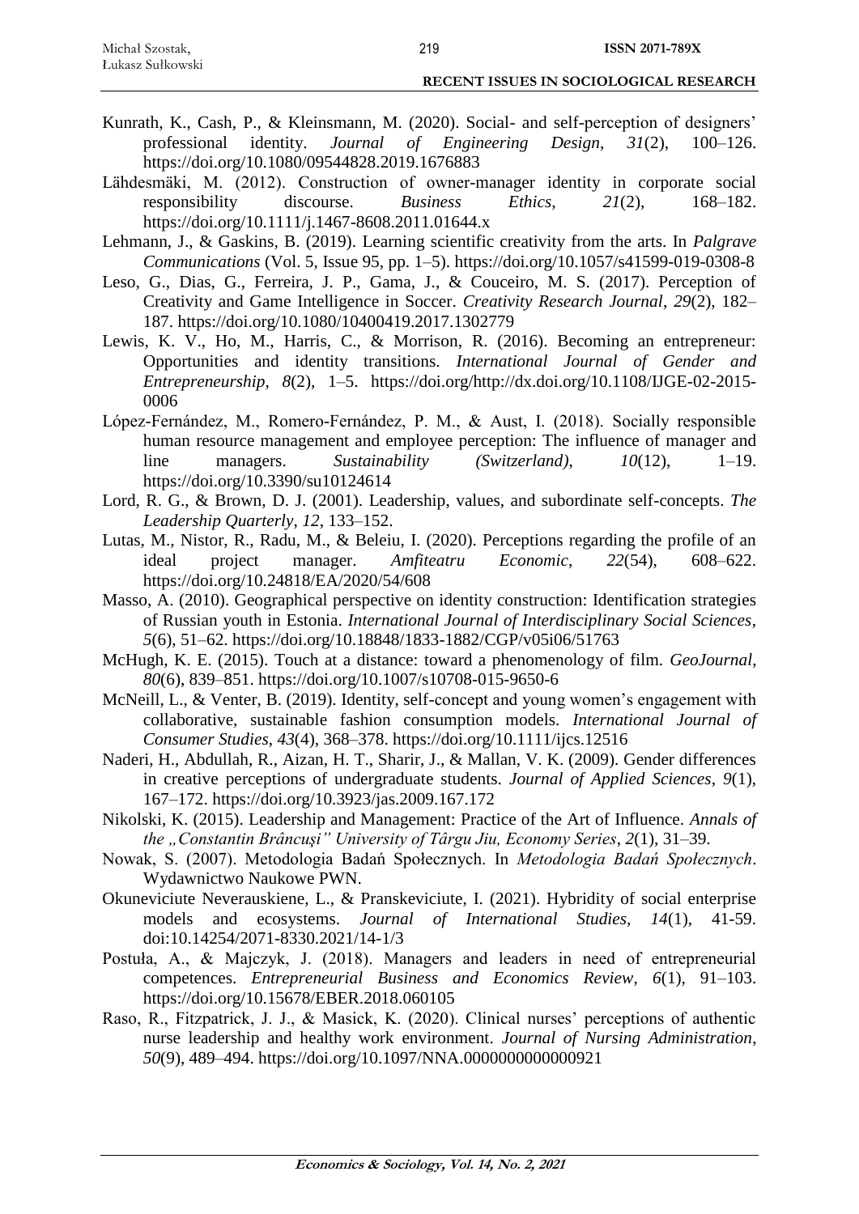Kunrath, K., Cash, P., & Kleinsmann, M. (2020). Social- and self-perception of designers' professional identity. *Journal of Engineering Design*, *31*(2), 100–126. https://doi.org/10.1080/09544828.2019.1676883

Lähdesmäki, M. (2012). Construction of owner-manager identity in corporate social responsibility discourse. *Business Ethics*, *21*(2), 168–182. https://doi.org/10.1111/j.1467-8608.2011.01644.x

Lehmann, J., & Gaskins, B. (2019). Learning scientific creativity from the arts. In *Palgrave Communications* (Vol. 5, Issue 95, pp. 1–5). https://doi.org/10.1057/s41599-019-0308-8

Leso, G., Dias, G., Ferreira, J. P., Gama, J., & Couceiro, M. S. (2017). Perception of Creativity and Game Intelligence in Soccer. *Creativity Research Journal*, *29*(2), 182–187. https://doi.org/10.1080/10400419.2017.1302779

Lewis, K. V., Ho, M., Harris, C., & Morrison, R. (2016). Becoming an entrepreneur: Opportunities and identity transitions. *International Journal of Gender and Entrepreneurship*, *8*(2), 1–5. https://doi.org/http://dx.doi.org/10.1108/IJGE-02-2015-0006

López-Fernández, M., Romero-Fernández, P. M., & Aust, I. (2018). Socially responsible human resource management and employee perception: The influence of manager and line managers. *Sustainability (Switzerland)*, *10*(12), 1–19. https://doi.org/10.3390/su10124614

Lord, R. G., & Brown, D. J. (2001). Leadership, values, and subordinate self-concepts. *The Leadership Quarterly*, *12*, 133–152.

Lutas, M., Nistor, R., Radu, M., & Beleiu, I. (2020). Perceptions regarding the profile of an ideal project manager. *Amfiteatru Economic*, *22*(54), 608–622. https://doi.org/10.24818/EA/2020/54/608

Masso, A. (2010). Geographical perspective on identity construction: Identification strategies of Russian youth in Estonia. *International Journal of Interdisciplinary Social Sciences*, *5*(6), 51–62. https://doi.org/10.18848/1833-1882/CGP/v05i06/51763

McHugh, K. E. (2015). Touch at a distance: toward a phenomenology of film. *GeoJournal*, *80*(6), 839–851. https://doi.org/10.1007/s10708-015-9650-6

McNeill, L., & Venter, B. (2019). Identity, self-concept and young women's engagement with collaborative, sustainable fashion consumption models. *International Journal of Consumer Studies*, *43*(4), 368–378. https://doi.org/10.1111/ijcs.12516

Naderi, H., Abdullah, R., Aizan, H. T., Sharir, J., & Mallan, V. K. (2009). Gender differences in creative perceptions of undergraduate students. *Journal of Applied Sciences*, *9*(1), 167–172. https://doi.org/10.3923/jas.2009.167.172

Nikolski, K. (2015). Leadership and Management: Practice of the Art of Influence. *Annals of the „Constantin Brâncuşi" University of Târgu Jiu, Economy Series*, *2*(1), 31–39.

Nowak, S. (2007). Metodologia Badań Społecznych. In *Metodologia Badań Społecznych*. Wydawnictwo Naukowe PWN.

Okuneviciute Neverauskiene, L., & Pranskeviciute, I. (2021). Hybridity of social enterprise models and ecosystems. *Journal of International Studies*, *14*(1), 41-59. doi:10.14254/2071-8330.2021/14-1/3

Postuła, A., & Majczyk, J. (2018). Managers and leaders in need of entrepreneurial competences. *Entrepreneurial Business and Economics Review*, *6*(1), 91–103. https://doi.org/10.15678/EBER.2018.060105

Raso, R., Fitzpatrick, J. J., & Masick, K. (2020). Clinical nurses' perceptions of authentic nurse leadership and healthy work environment. *Journal of Nursing Administration*, *50*(9), 489–494. https://doi.org/10.1097/NNA.0000000000000921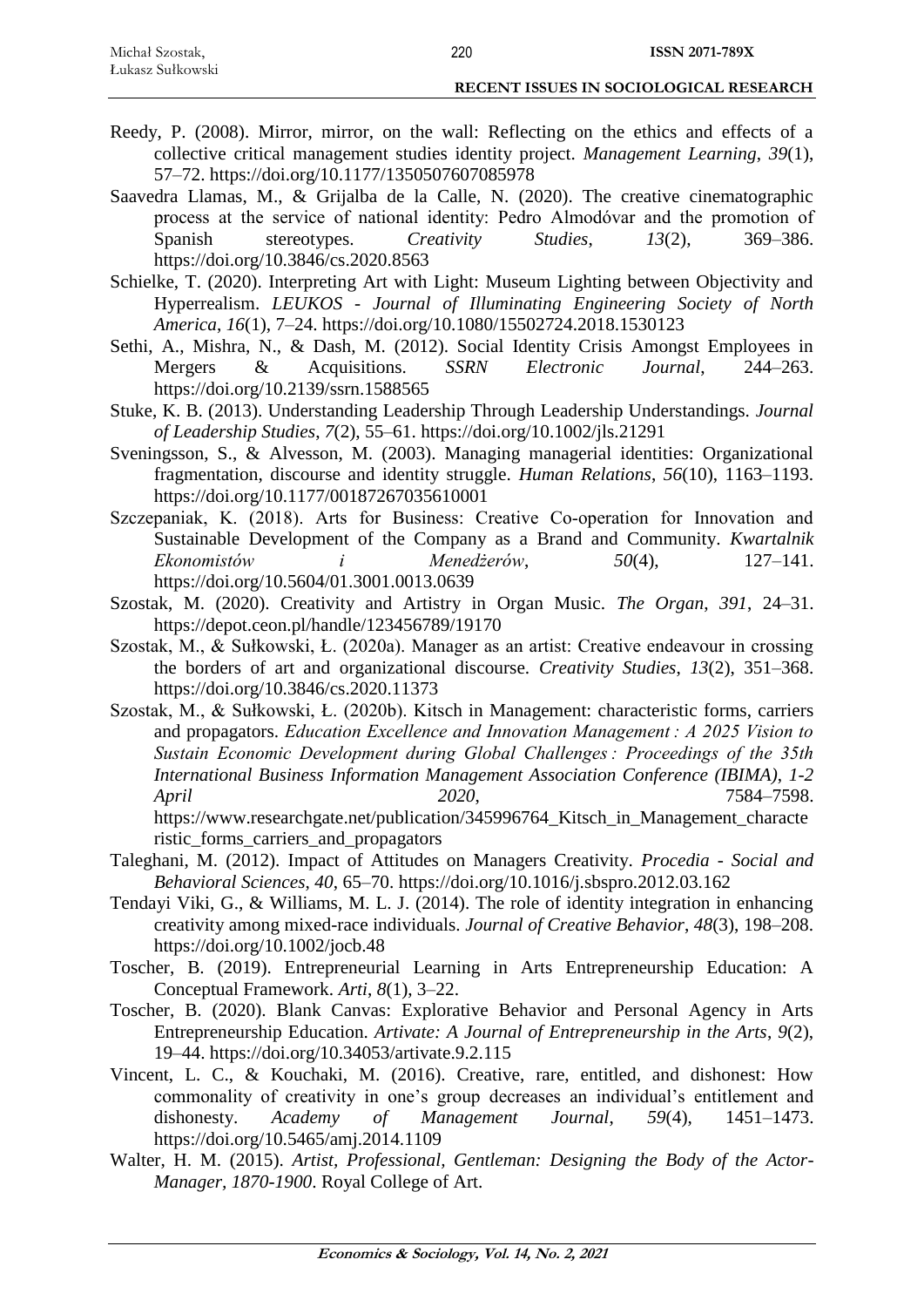Reedy, P. (2008). Mirror, mirror, on the wall: Reflecting on the ethics and effects of a collective critical management studies identity project. *Management Learning*, *39*(1), 57–72. https://doi.org/10.1177/1350507607085978

Saavedra Llamas, M., & Grijalba de la Calle, N. (2020). The creative cinematographic process at the service of national identity: Pedro Almodóvar and the promotion of Spanish stereotypes. *Creativity Studies*, *13*(2), 369–386. https://doi.org/10.3846/cs.2020.8563

Schielke, T. (2020). Interpreting Art with Light: Museum Lighting between Objectivity and Hyperrealism. *LEUKOS - Journal of Illuminating Engineering Society of North America*, *16*(1), 7–24. https://doi.org/10.1080/15502724.2018.1530123

Sethi, A., Mishra, N., & Dash, M. (2012). Social Identity Crisis Amongst Employees in Mergers & Acquisitions. *SSRN Electronic Journal*, 244–263. https://doi.org/10.2139/ssrn.1588565

Stuke, K. B. (2013). Understanding Leadership Through Leadership Understandings. *Journal of Leadership Studies*, *7*(2), 55–61. https://doi.org/10.1002/jls.21291

Sveningsson, S., & Alvesson, M. (2003). Managing managerial identities: Organizational fragmentation, discourse and identity struggle. *Human Relations*, *56*(10), 1163–1193. https://doi.org/10.1177/00187267035610001

Szczepaniak, K. (2018). Arts for Business: Creative Co-operation for Innovation and Sustainable Development of the Company as a Brand and Community. *Kwartalnik Ekonomistów i Menedżerów*, *50*(4), 127–141. https://doi.org/10.5604/01.3001.0013.0639

Szostak, M. (2020). Creativity and Artistry in Organ Music. *The Organ*, *391*, 24–31. https://depot.ceon.pl/handle/123456789/19170

Szostak, M., & Sułkowski, Ł. (2020a). Manager as an artist: Creative endeavour in crossing the borders of art and organizational discourse. *Creativity Studies*, *13*(2), 351–368. https://doi.org/10.3846/cs.2020.11373

Szostak, M., & Sułkowski, Ł. (2020b). Kitsch in Management: characteristic forms, carriers and propagators. *Education Excellence and Innovation Management : A 2025 Vision to Sustain Economic Development during Global Challenges : Proceedings of the 35th International Business Information Management Association Conference (IBIMA), 1-2 April 2020*, 7584–7598. https://www.researchgate.net/publication/345996764_Kitsch_in_Management_characteristic_forms_carriers_and_propagators

Taleghani, M. (2012). Impact of Attitudes on Managers Creativity. *Procedia - Social and Behavioral Sciences*, *40*, 65–70. https://doi.org/10.1016/j.sbspro.2012.03.162

Tendayi Viki, G., & Williams, M. L. J. (2014). The role of identity integration in enhancing creativity among mixed-race individuals. *Journal of Creative Behavior*, *48*(3), 198–208. https://doi.org/10.1002/jocb.48

Toscher, B. (2019). Entrepreneurial Learning in Arts Entrepreneurship Education: A Conceptual Framework. *Arti*, *8*(1), 3–22.

Toscher, B. (2020). Blank Canvas: Explorative Behavior and Personal Agency in Arts Entrepreneurship Education. *Artivate: A Journal of Entrepreneurship in the Arts*, *9*(2), 19–44. https://doi.org/10.34053/artivate.9.2.115

Vincent, L. C., & Kouchaki, M. (2016). Creative, rare, entitled, and dishonest: How commonality of creativity in one's group decreases an individual's entitlement and dishonesty. *Academy of Management Journal*, *59*(4), 1451–1473. https://doi.org/10.5465/amj.2014.1109

Walter, H. M. (2015). *Artist, Professional, Gentleman: Designing the Body of the Actor-Manager, 1870-1900*. Royal College of Art.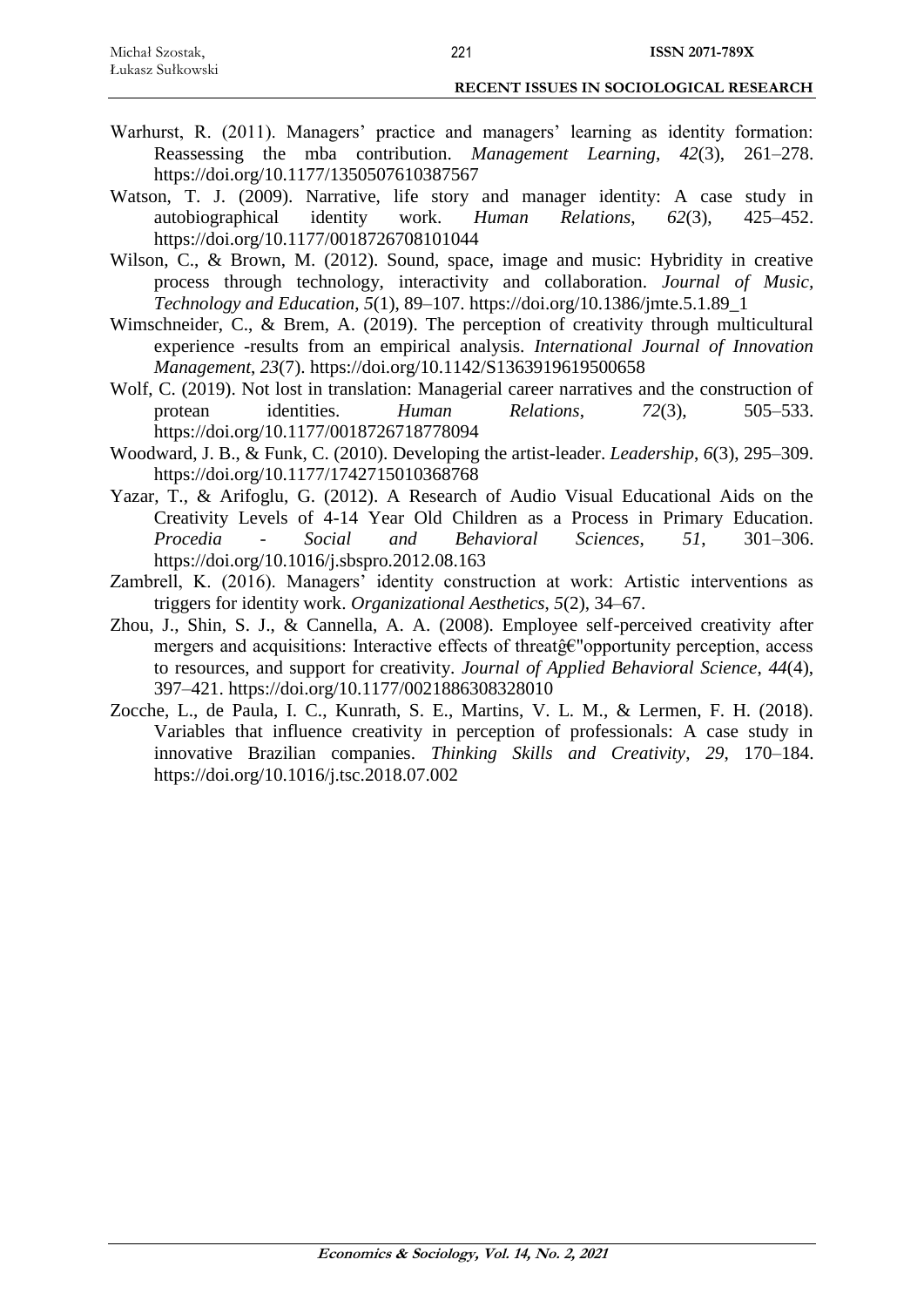Warhurst, R. (2011). Managers' practice and managers' learning as identity formation: Reassessing the mba contribution. *Management Learning*, *42*(3), 261–278. https://doi.org/10.1177/1350507610387567

Watson, T. J. (2009). Narrative, life story and manager identity: A case study in autobiographical identity work. *Human Relations*, *62*(3), 425–452. https://doi.org/10.1177/0018726708101044

Wilson, C., & Brown, M. (2012). Sound, space, image and music: Hybridity in creative process through technology, interactivity and collaboration. *Journal of Music, Technology and Education*, *5*(1), 89–107. https://doi.org/10.1386/jmte.5.1.89_1

Wimschneider, C., & Brem, A. (2019). The perception of creativity through multicultural experience -results from an empirical analysis. *International Journal of Innovation Management*, *23*(7). https://doi.org/10.1142/S1363919619500658

Wolf, C. (2019). Not lost in translation: Managerial career narratives and the construction of protean identities. *Human Relations*, *72*(3), 505–533. https://doi.org/10.1177/0018726718778094

Woodward, J. B., & Funk, C. (2010). Developing the artist-leader. *Leadership*, *6*(3), 295–309. https://doi.org/10.1177/1742715010368768

Yazar, T., & Arifoglu, G. (2012). A Research of Audio Visual Educational Aids on the Creativity Levels of 4-14 Year Old Children as a Process in Primary Education. *Procedia - Social and Behavioral Sciences*, *51*, 301–306. https://doi.org/10.1016/j.sbspro.2012.08.163

Zambrell, K. (2016). Managers' identity construction at work: Artistic interventions as triggers for identity work. *Organizational Aesthetics*, *5*(2), 34–67.

Zhou, J., Shin, S. J., & Cannella, A. A. (2008). Employee self-perceived creativity after mergers and acquisitions: Interactive effects of threatâ€"opportunity perception, access to resources, and support for creativity. *Journal of Applied Behavioral Science*, *44*(4), 397–421. https://doi.org/10.1177/0021886308328010

Zocche, L., de Paula, I. C., Kunrath, S. E., Martins, V. L. M., & Lermen, F. H. (2018). Variables that influence creativity in perception of professionals: A case study in innovative Brazilian companies. *Thinking Skills and Creativity*, *29*, 170–184. https://doi.org/10.1016/j.tsc.2018.07.002